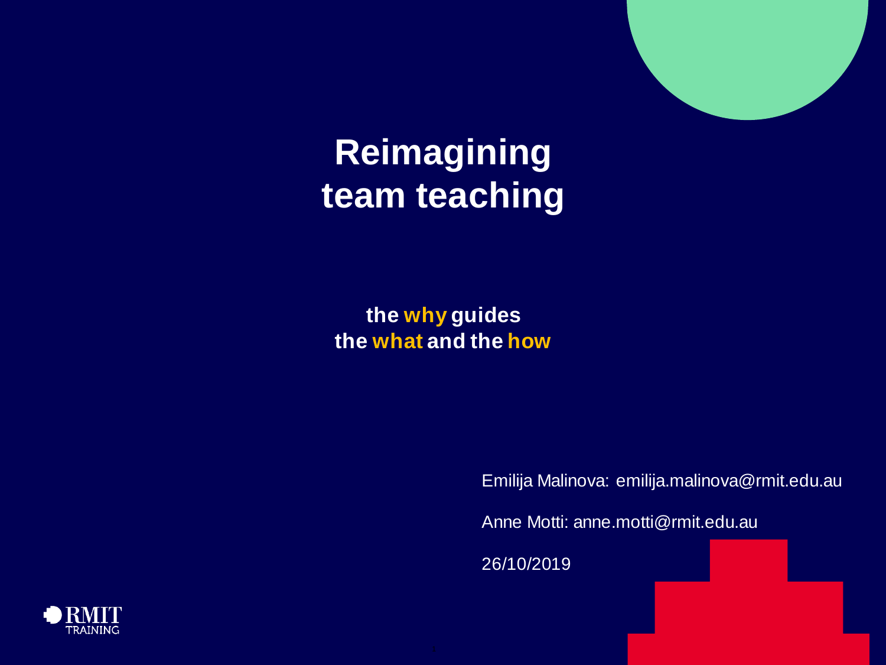# Reimagining team teaching

**the why guides the what and the how**

Emilija Malinova: emilija.malinova@rmit.edu.au

Anne Motti: anne.motti@rmit.edu.au

26/10/2019

RMIT TRAINING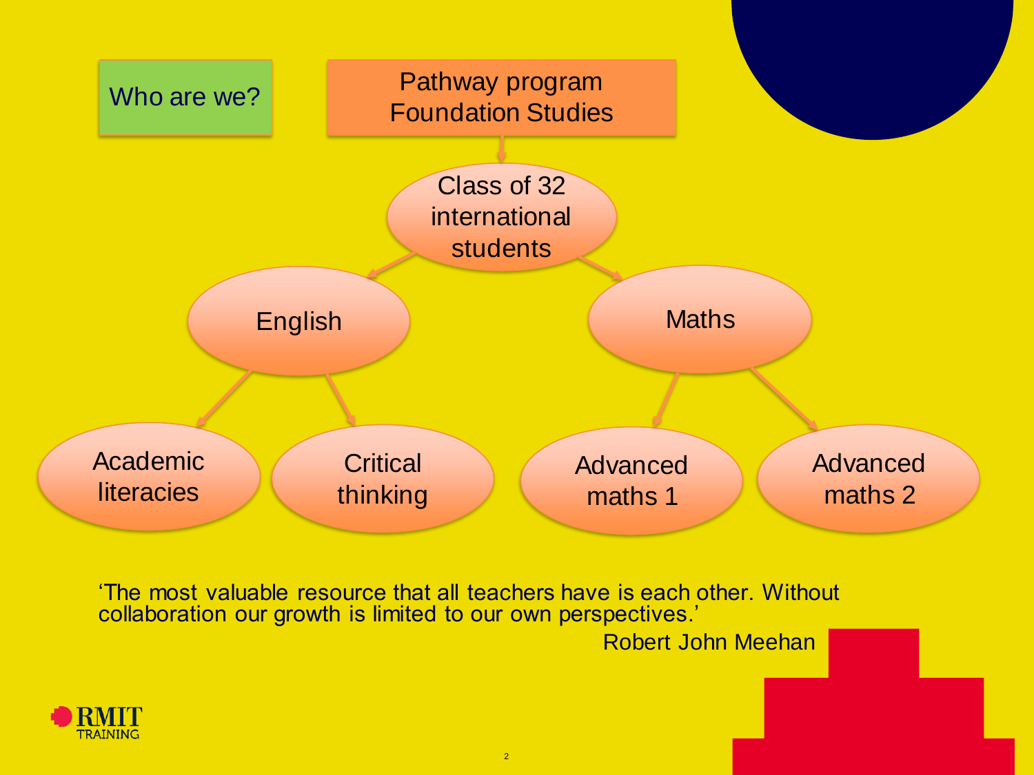## Who are we?

**Pathway program Foundation Studies**

- Class of 32 international students
  - English
    - Academic literacies
    - Critical thinking
  - Maths
    - Advanced maths 1
    - Advanced maths 2

'The most valuable resource that all teachers have is each other. Without collaboration our growth is limited to our own perspectives.'

Robert John Meehan

RMIT TRAINING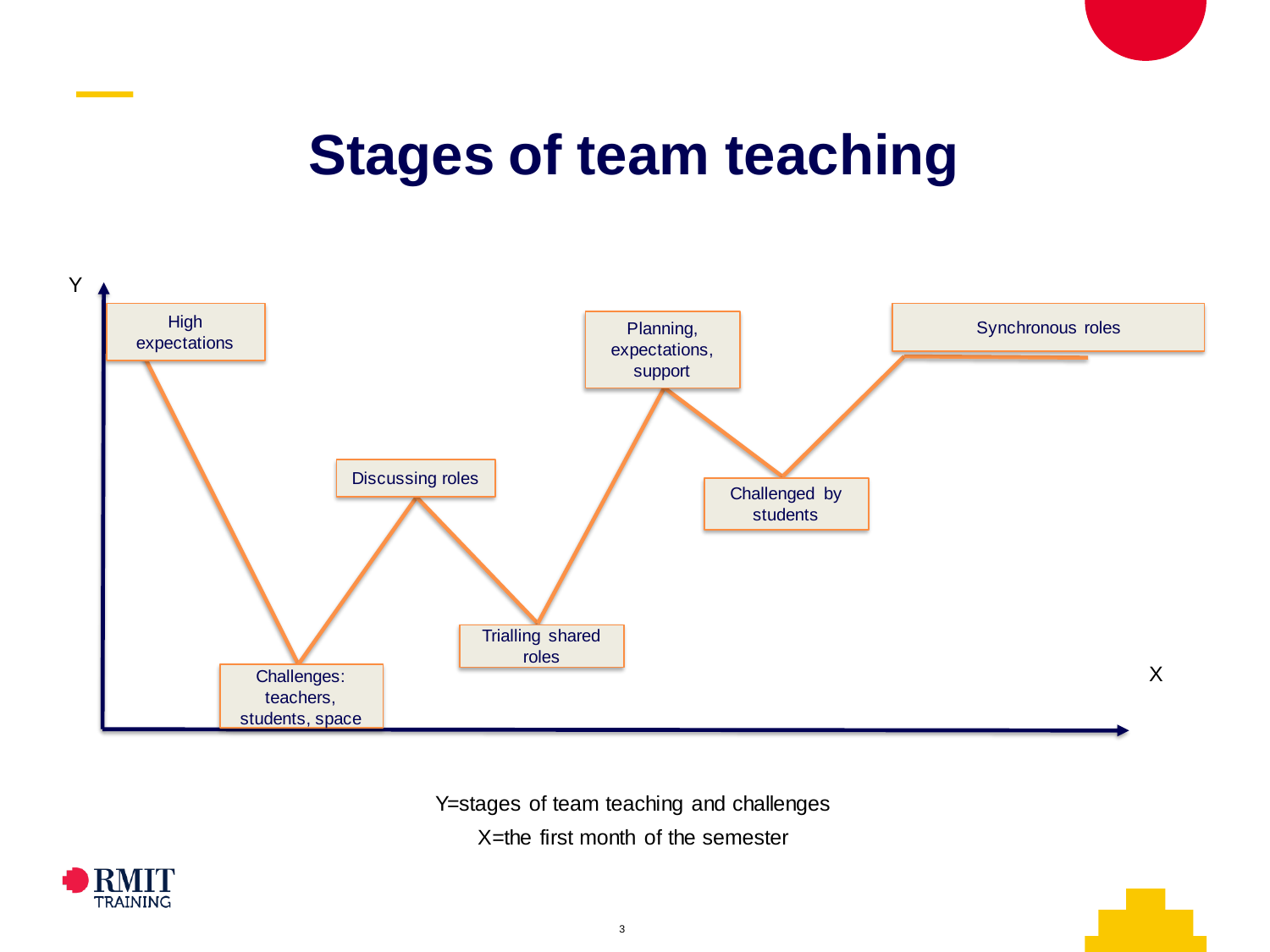# Stages of team teaching

Y

High expectations

Challenges: teachers, students, space

Discussing roles

Trialling shared roles

Planning, expectations, support

Challenged by students

Synchronous roles

X

Y=stages of team teaching and challenges

X=the first month of the semester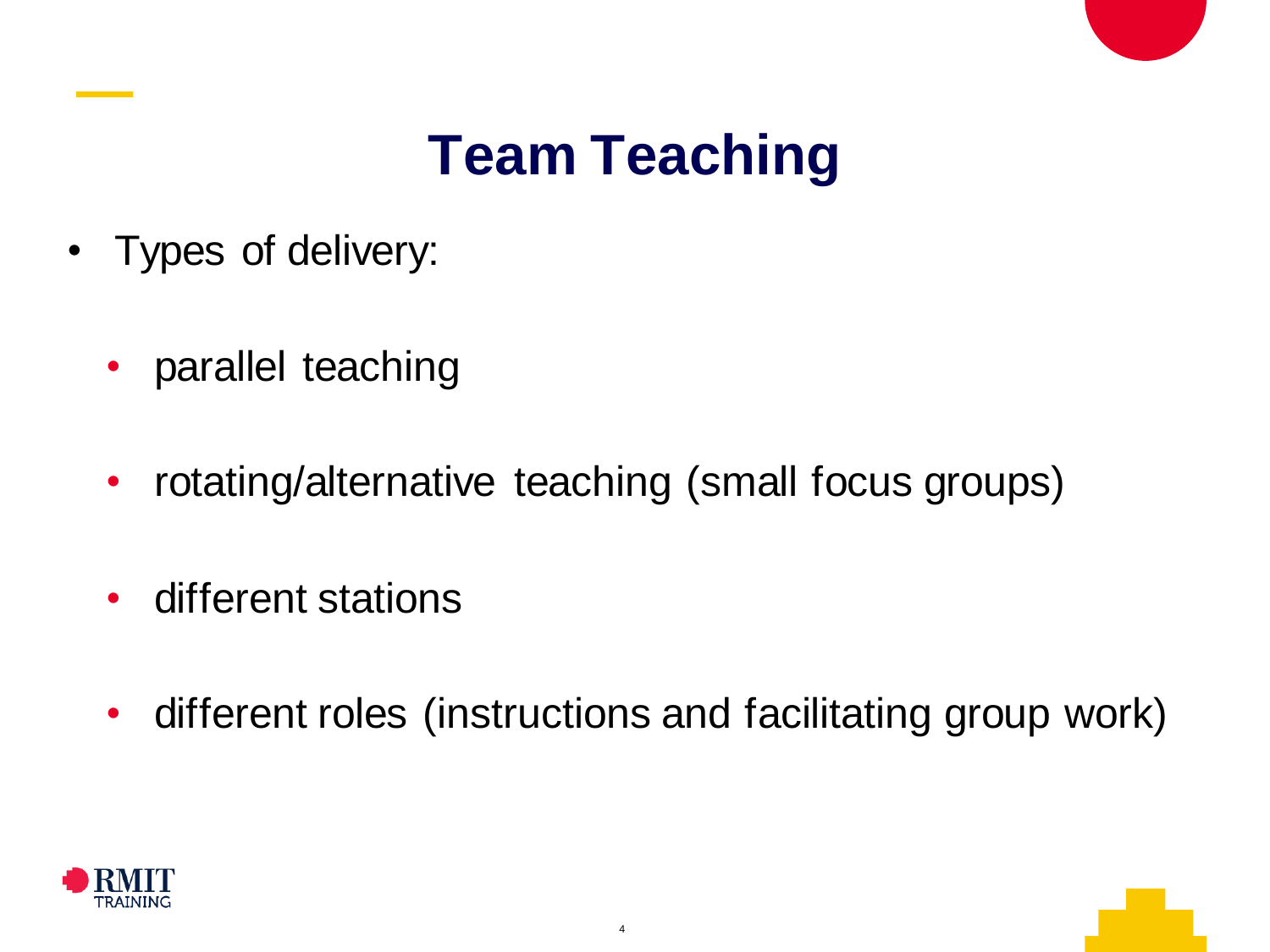# Team Teaching

- Types of delivery:
  - parallel teaching
  - rotating/alternative teaching (small focus groups)
  - different stations
  - different roles (instructions and facilitating group work)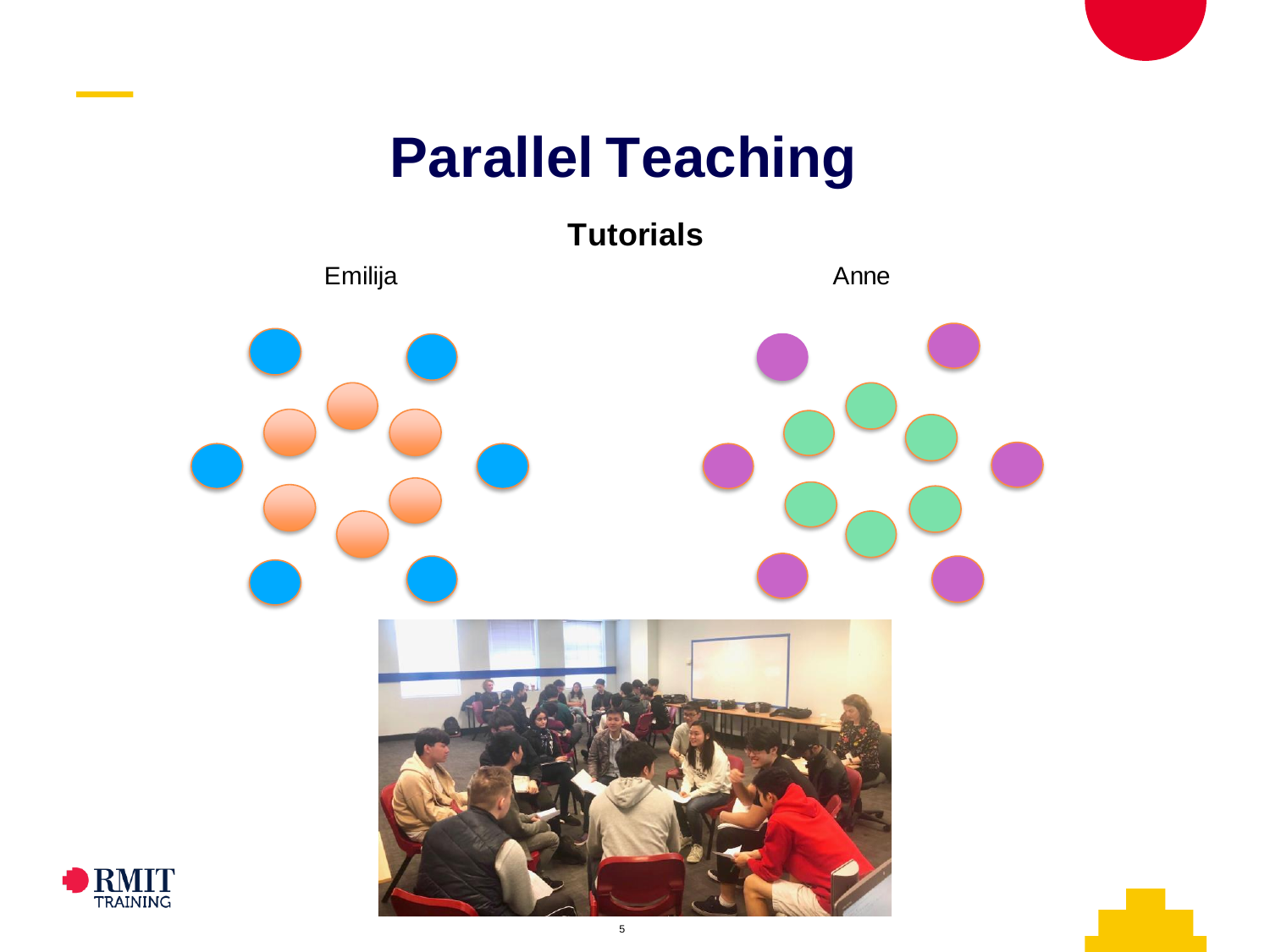# Parallel Teaching

## Tutorials

Emilija

Anne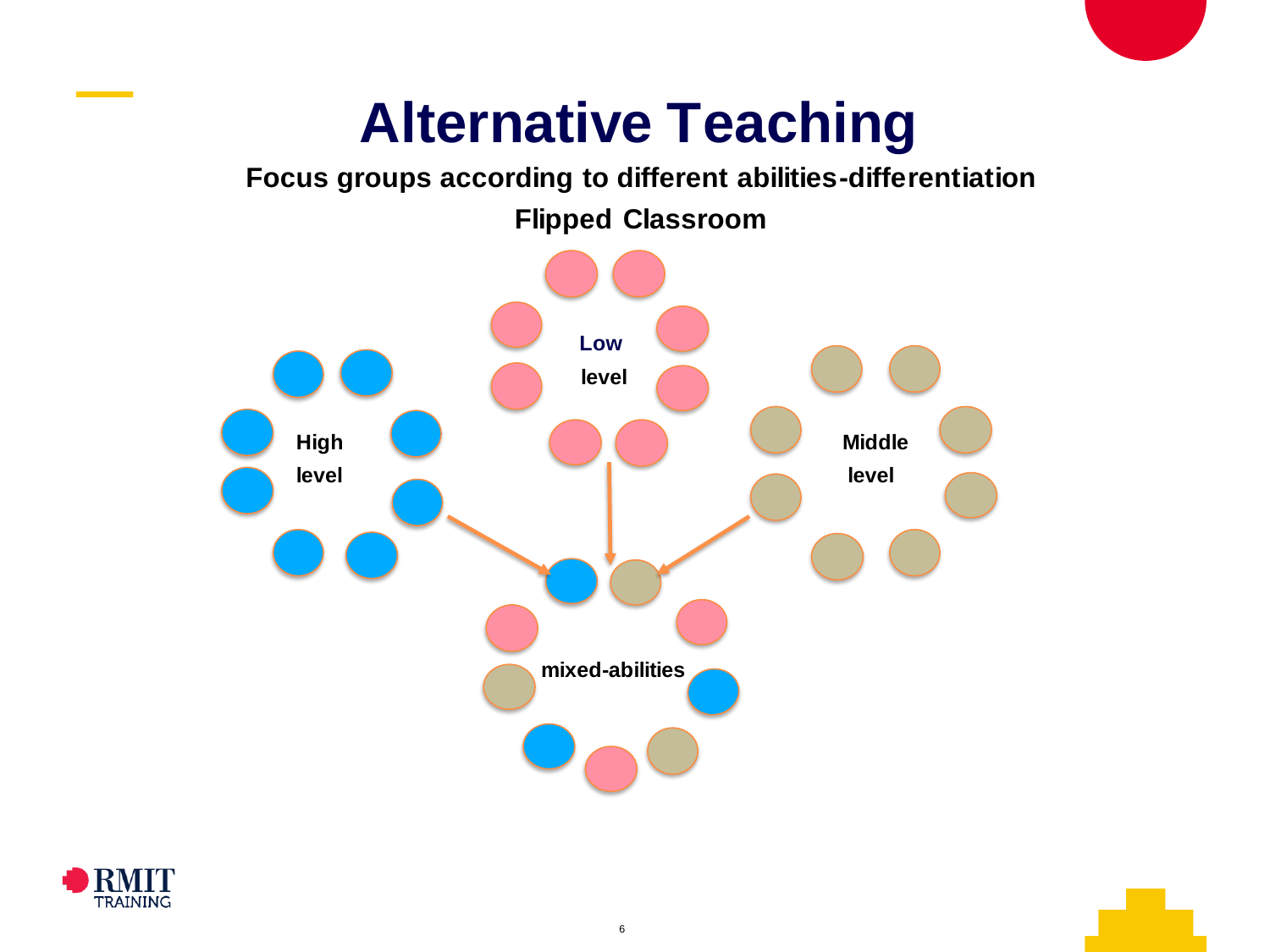# Alternative Teaching

**Focus groups according to different abilities-differentiation**

**Flipped Classroom**

**Low level**

**High level**

**Middle level**

**mixed-abilities**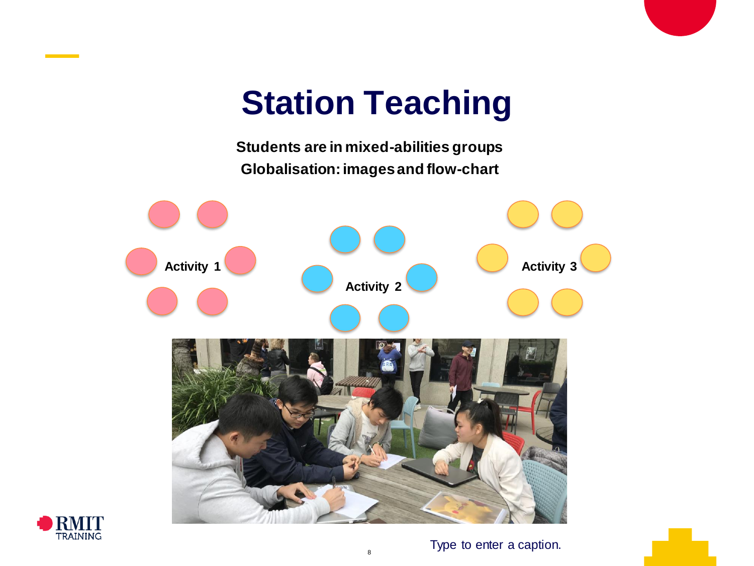# Station Teaching

**Students are in mixed-abilities groups**

**Globalisation: images and flow-chart**

**Activity 1**

**Activity 2**

**Activity 3**

Type to enter a caption.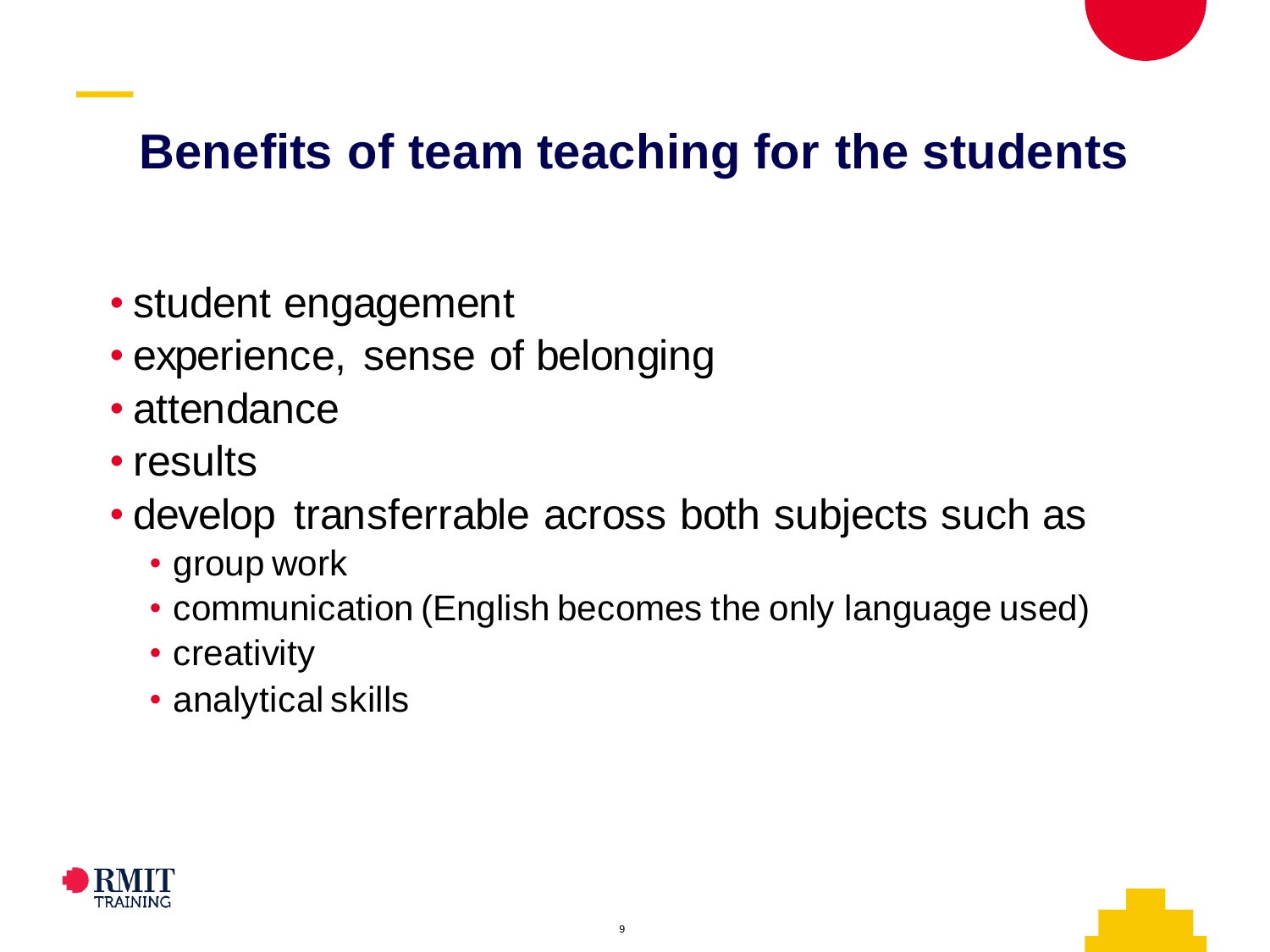# Benefits of team teaching for the students

- student engagement
- experience, sense of belonging
- attendance
- results
- develop transferrable across both subjects such as
  - group work
  - communication (English becomes the only language used)
  - creativity
  - analytical skills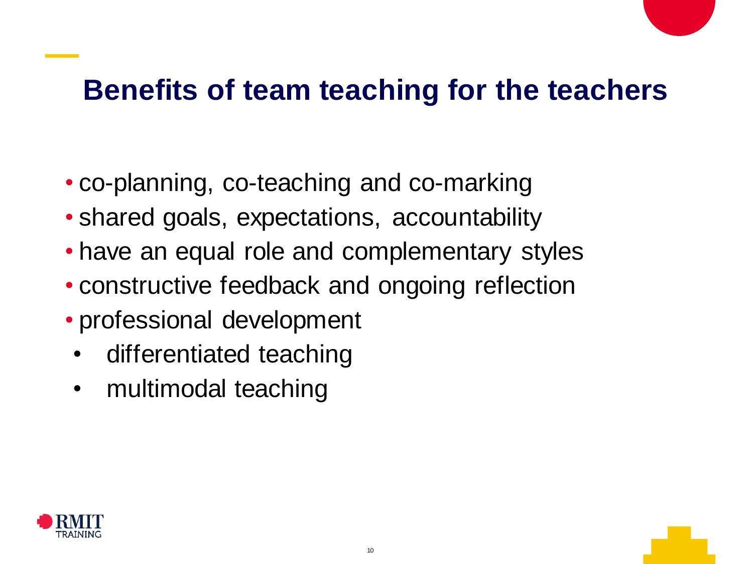## Benefits of team teaching for the teachers

- co-planning, co-teaching and co-marking
- shared goals, expectations, accountability
- have an equal role and complementary styles
- constructive feedback and ongoing reflection
- professional development
  - differentiated teaching
  - multimodal teaching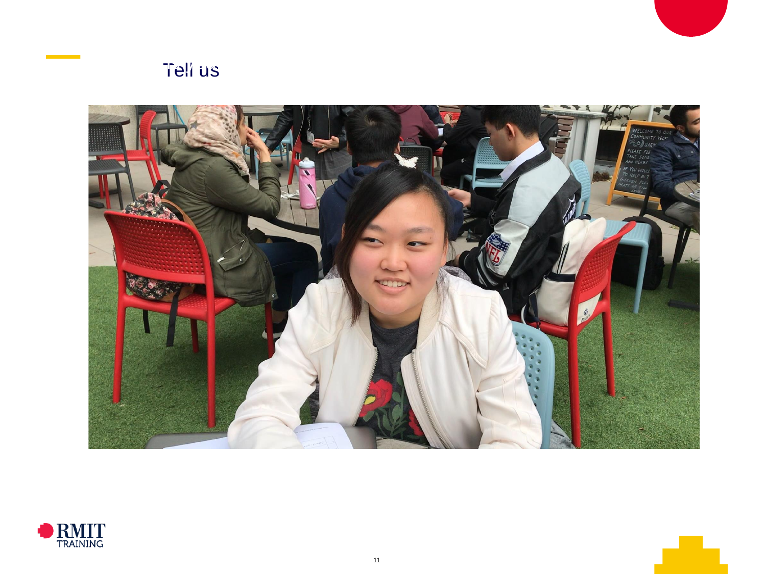# Tell us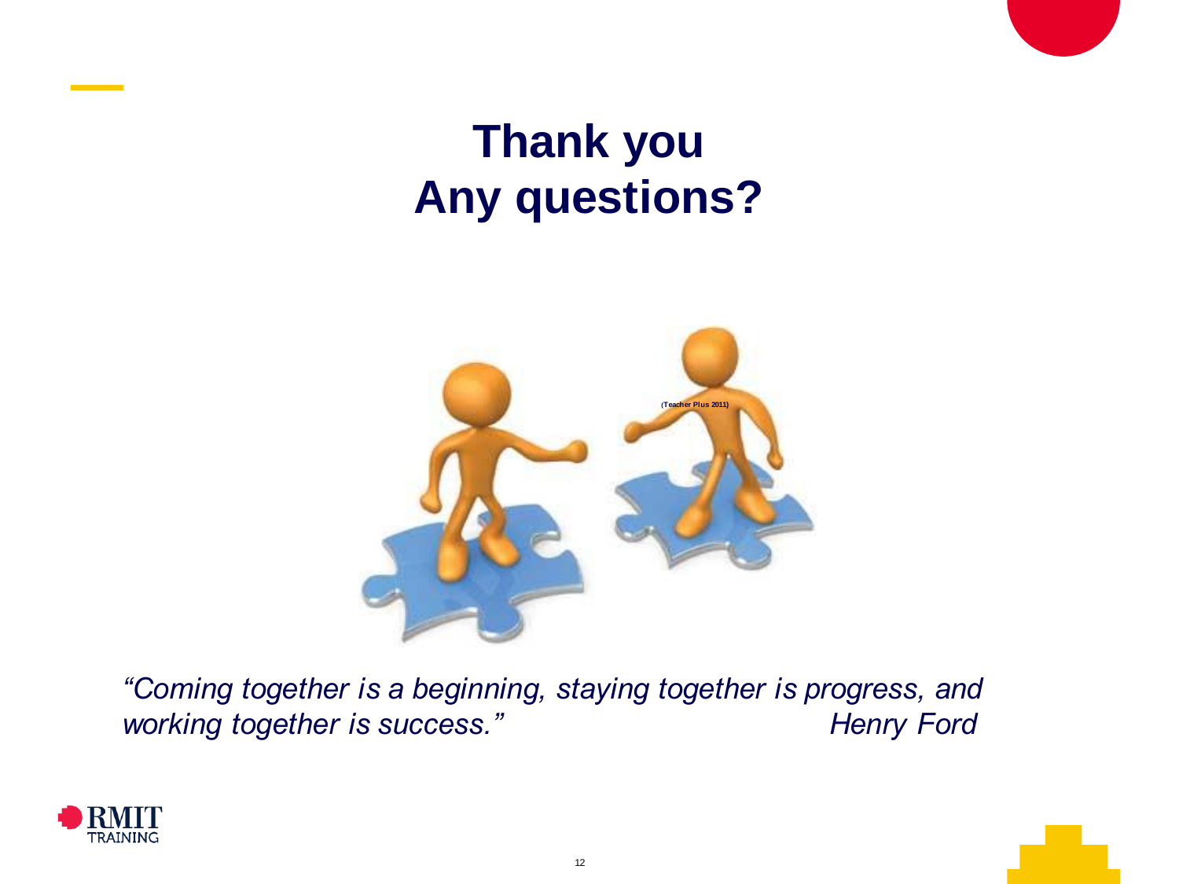# Thank you
# Any questions?

(Teacher Plus 2011)

*"Coming together is a beginning, staying together is progress, and working together is success."* *Henry Ford*